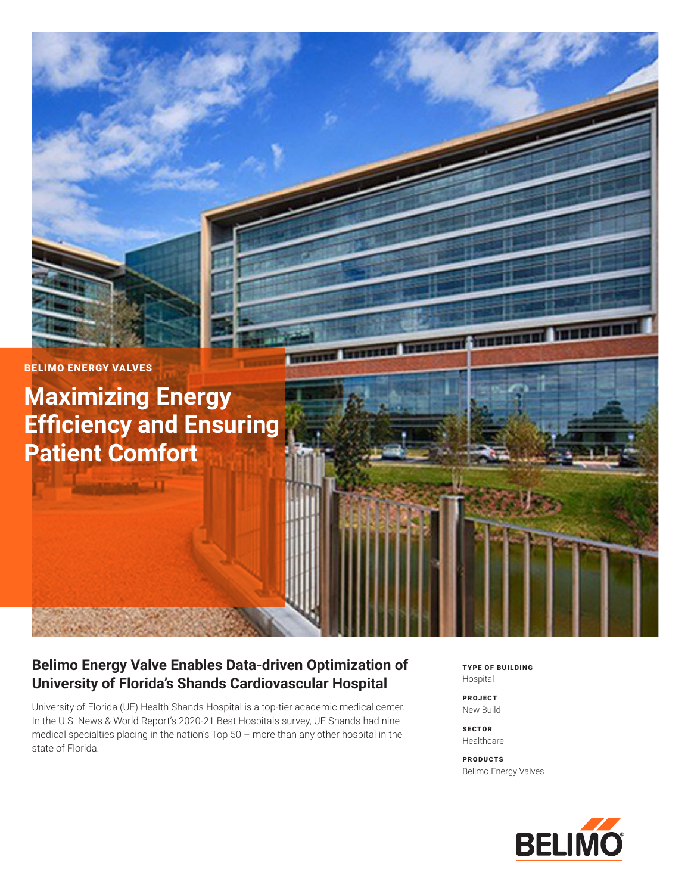BELIMO ENERGY VALVES

# Maximizing Energy Efficiency and Ensuring Patient Comfort

## Belimo Energy Valve Enables Data-driven Optimization of University of Florida's Shands Cardiovascular Hospital

University of Florida (UF) Health Shands Hospital is a top-tier academic medical center. In the U.S. News & World Report's 2020-21 Best Hospitals survey, UF Shands had nine medical specialties placing in the nation's Top 50 – more than any other hospital in the state of Florida.

**TYPE OF BUILDING**
Hospital

**PROJECT**
New Build

**SECTOR**
Healthcare

**PRODUCTS**
Belimo Energy Valves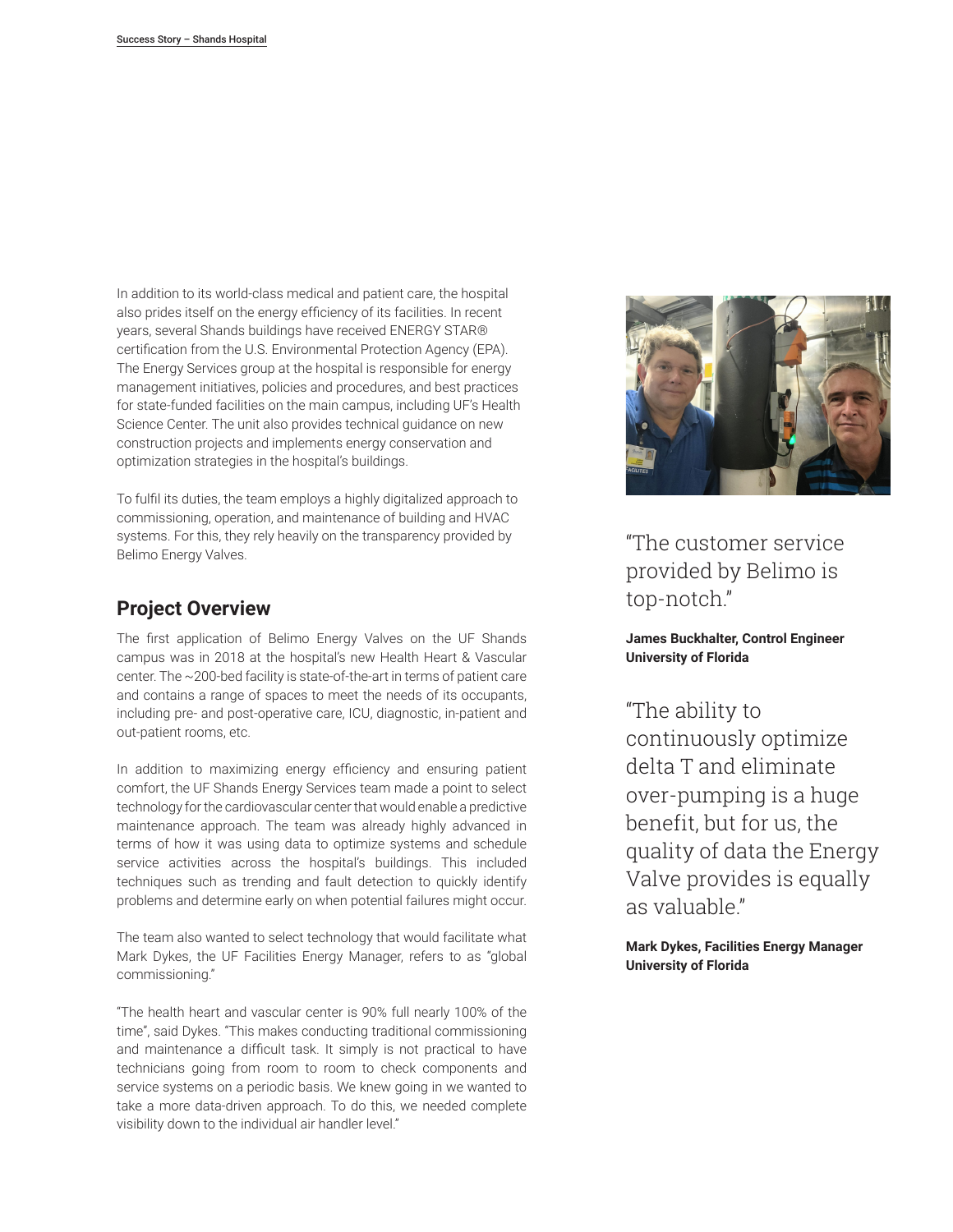In addition to its world-class medical and patient care, the hospital also prides itself on the energy efficiency of its facilities. In recent years, several Shands buildings have received ENERGY STAR® certification from the U.S. Environmental Protection Agency (EPA). The Energy Services group at the hospital is responsible for energy management initiatives, policies and procedures, and best practices for state-funded facilities on the main campus, including UF's Health Science Center. The unit also provides technical guidance on new construction projects and implements energy conservation and optimization strategies in the hospital's buildings.

To fulfil its duties, the team employs a highly digitalized approach to commissioning, operation, and maintenance of building and HVAC systems. For this, they rely heavily on the transparency provided by Belimo Energy Valves.

## Project Overview

The first application of Belimo Energy Valves on the UF Shands campus was in 2018 at the hospital's new Health Heart & Vascular center. The ~200-bed facility is state-of-the-art in terms of patient care and contains a range of spaces to meet the needs of its occupants, including pre- and post-operative care, ICU, diagnostic, in-patient and out-patient rooms, etc.

In addition to maximizing energy efficiency and ensuring patient comfort, the UF Shands Energy Services team made a point to select technology for the cardiovascular center that would enable a predictive maintenance approach. The team was already highly advanced in terms of how it was using data to optimize systems and schedule service activities across the hospital's buildings. This included techniques such as trending and fault detection to quickly identify problems and determine early on when potential failures might occur.

The team also wanted to select technology that would facilitate what Mark Dykes, the UF Facilities Energy Manager, refers to as "global commissioning."

"The health heart and vascular center is 90% full nearly 100% of the time", said Dykes. "This makes conducting traditional commissioning and maintenance a difficult task. It simply is not practical to have technicians going from room to room to check components and service systems on a periodic basis. We knew going in we wanted to take a more data-driven approach. To do this, we needed complete visibility down to the individual air handler level."

"The customer service provided by Belimo is top-notch."

**James Buckhalter, Control Engineer**
**University of Florida**

"The ability to continuously optimize delta T and eliminate over-pumping is a huge benefit, but for us, the quality of data the Energy Valve provides is equally as valuable."

**Mark Dykes, Facilities Energy Manager**
**University of Florida**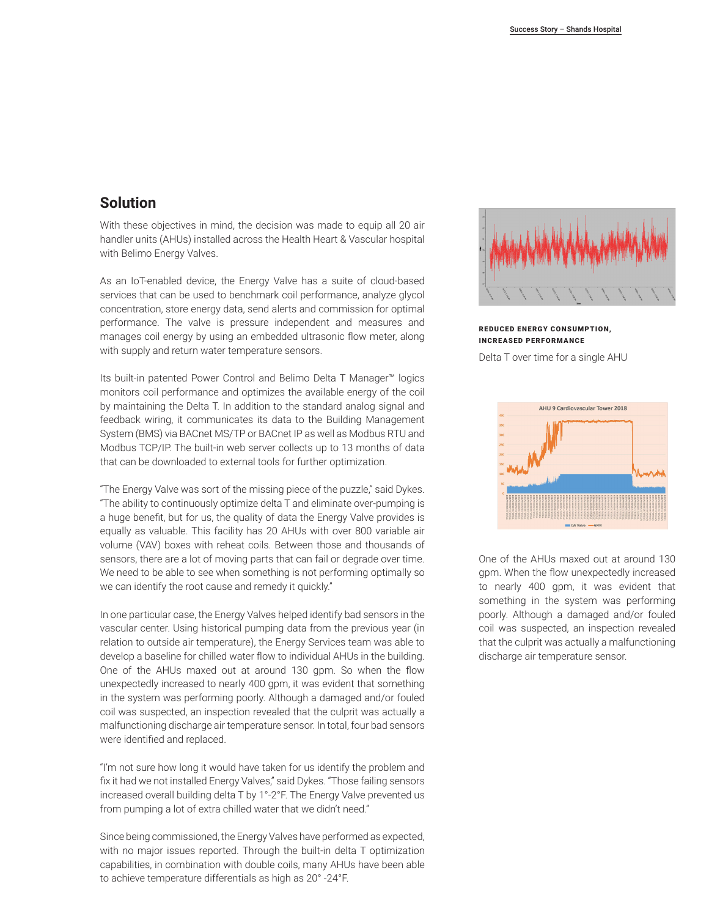## Solution

With these objectives in mind, the decision was made to equip all 20 air handler units (AHUs) installed across the Health Heart & Vascular hospital with Belimo Energy Valves.

As an IoT-enabled device, the Energy Valve has a suite of cloud-based services that can be used to benchmark coil performance, analyze glycol concentration, store energy data, send alerts and commission for optimal performance. The valve is pressure independent and measures and manages coil energy by using an embedded ultrasonic flow meter, along with supply and return water temperature sensors.

Its built-in patented Power Control and Belimo Delta T Manager™ logics monitors coil performance and optimizes the available energy of the coil by maintaining the Delta T. In addition to the standard analog signal and feedback wiring, it communicates its data to the Building Management System (BMS) via BACnet MS/TP or BACnet IP as well as Modbus RTU and Modbus TCP/IP. The built-in web server collects up to 13 months of data that can be downloaded to external tools for further optimization.

"The Energy Valve was sort of the missing piece of the puzzle," said Dykes. "The ability to continuously optimize delta T and eliminate over-pumping is a huge benefit, but for us, the quality of data the Energy Valve provides is equally as valuable. This facility has 20 AHUs with over 800 variable air volume (VAV) boxes with reheat coils. Between those and thousands of sensors, there are a lot of moving parts that can fail or degrade over time. We need to be able to see when something is not performing optimally so we can identify the root cause and remedy it quickly."

In one particular case, the Energy Valves helped identify bad sensors in the vascular center. Using historical pumping data from the previous year (in relation to outside air temperature), the Energy Services team was able to develop a baseline for chilled water flow to individual AHUs in the building. One of the AHUs maxed out at around 130 gpm. So when the flow unexpectedly increased to nearly 400 gpm, it was evident that something in the system was performing poorly. Although a damaged and/or fouled coil was suspected, an inspection revealed that the culprit was actually a malfunctioning discharge air temperature sensor. In total, four bad sensors were identified and replaced.

"I'm not sure how long it would have taken for us identify the problem and fix it had we not installed Energy Valves," said Dykes. "Those failing sensors increased overall building delta T by 1°-2°F. The Energy Valve prevented us from pumping a lot of extra chilled water that we didn't need."

Since being commissioned, the Energy Valves have performed as expected, with no major issues reported. Through the built-in delta T optimization capabilities, in combination with double coils, many AHUs have been able to achieve temperature differentials as high as 20° -24°F.

**REDUCED ENERGY CONSUMPTION, INCREASED PERFORMANCE**

Delta T over time for a single AHU

One of the AHUs maxed out at around 130 gpm. When the flow unexpectedly increased to nearly 400 gpm, it was evident that something in the system was performing poorly. Although a damaged and/or fouled coil was suspected, an inspection revealed that the culprit was actually a malfunctioning discharge air temperature sensor.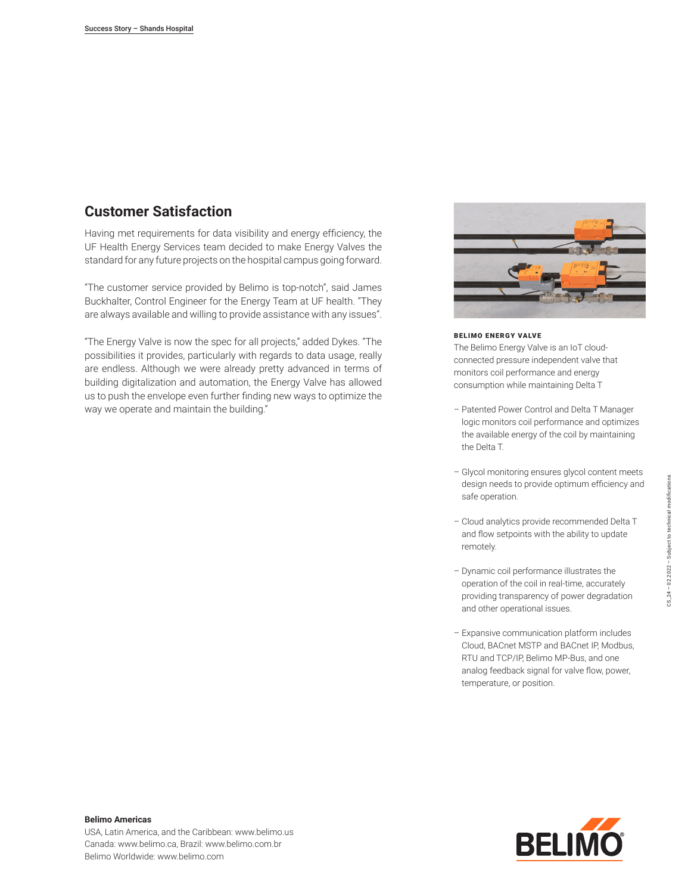## Customer Satisfaction

Having met requirements for data visibility and energy efficiency, the UF Health Energy Services team decided to make Energy Valves the standard for any future projects on the hospital campus going forward.

"The customer service provided by Belimo is top-notch", said James Buckhalter, Control Engineer for the Energy Team at UF health. "They are always available and willing to provide assistance with any issues".

"The Energy Valve is now the spec for all projects," added Dykes. "The possibilities it provides, particularly with regards to data usage, really are endless. Although we were already pretty advanced in terms of building digitalization and automation, the Energy Valve has allowed us to push the envelope even further finding new ways to optimize the way we operate and maintain the building."

**BELIMO ENERGY VALVE**

The Belimo Energy Valve is an IoT cloud-connected pressure independent valve that monitors coil performance and energy consumption while maintaining Delta T

- Patented Power Control and Delta T Manager logic monitors coil performance and optimizes the available energy of the coil by maintaining the Delta T.
- Glycol monitoring ensures glycol content meets design needs to provide optimum efficiency and safe operation.
- Cloud analytics provide recommended Delta T and flow setpoints with the ability to update remotely.
- Dynamic coil performance illustrates the operation of the coil in real-time, accurately providing transparency of power degradation and other operational issues.
- Expansive communication platform includes Cloud, BACnet MSTP and BACnet IP, Modbus, RTU and TCP/IP, Belimo MP-Bus, and one analog feedback signal for valve flow, power, temperature, or position.

CS_24 – 02.2022 – Subject to technical modifications

**Belimo Americas**
USA, Latin America, and the Caribbean: www.belimo.us
Canada: www.belimo.ca, Brazil: www.belimo.com.br
Belimo Worldwide: www.belimo.com